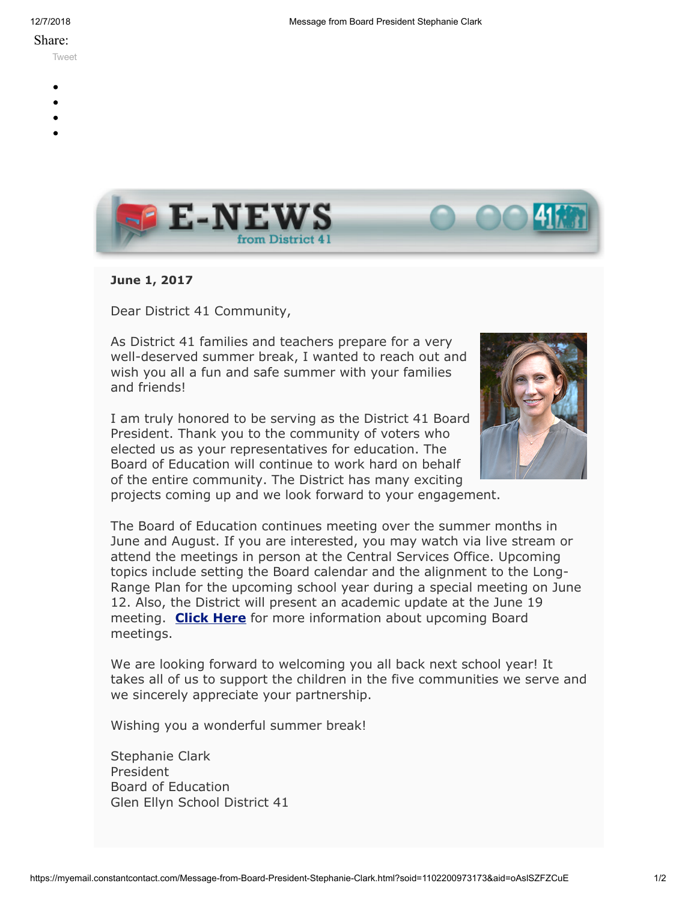Share:

Tweet

# E-NEWS from District 41

**June 1, 2017**

Dear District 41 Community,

As District 41 families and teachers prepare for a very well-deserved summer break, I wanted to reach out and wish you all a fun and safe summer with your families and friends!

I am truly honored to be serving as the District 41 Board President. Thank you to the community of voters who elected us as your representatives for education. The Board of Education will continue to work hard on behalf of the entire community. The District has many exciting projects coming up and we look forward to your engagement.

The Board of Education continues meeting over the summer months in June and August. If you are interested, you may watch via live stream or attend the meetings in person at the Central Services Office. Upcoming topics include setting the Board calendar and the alignment to the Long-Range Plan for the upcoming school year during a special meeting on June 12. Also, the District will present an academic update at the June 19 meeting. **Click Here** for more information about upcoming Board meetings.

We are looking forward to welcoming you all back next school year! It takes all of us to support the children in the five communities we serve and we sincerely appreciate your partnership.

Wishing you a wonderful summer break!

Stephanie Clark
President
Board of Education
Glen Ellyn School District 41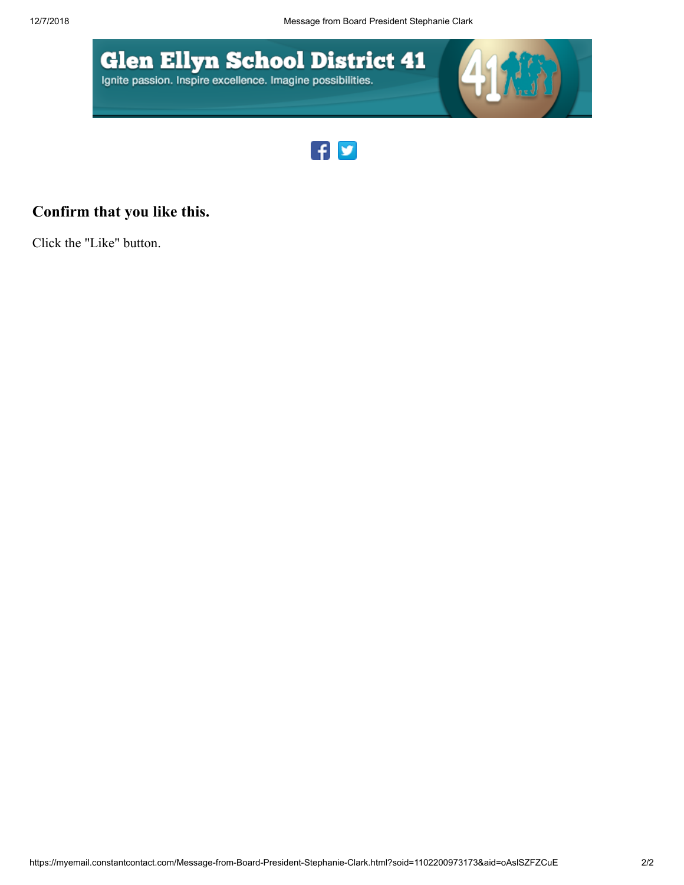Glen Ellyn School District 41

Ignite passion. Inspire excellence. Imagine possibilities.

## Confirm that you like this.

Click the "Like" button.